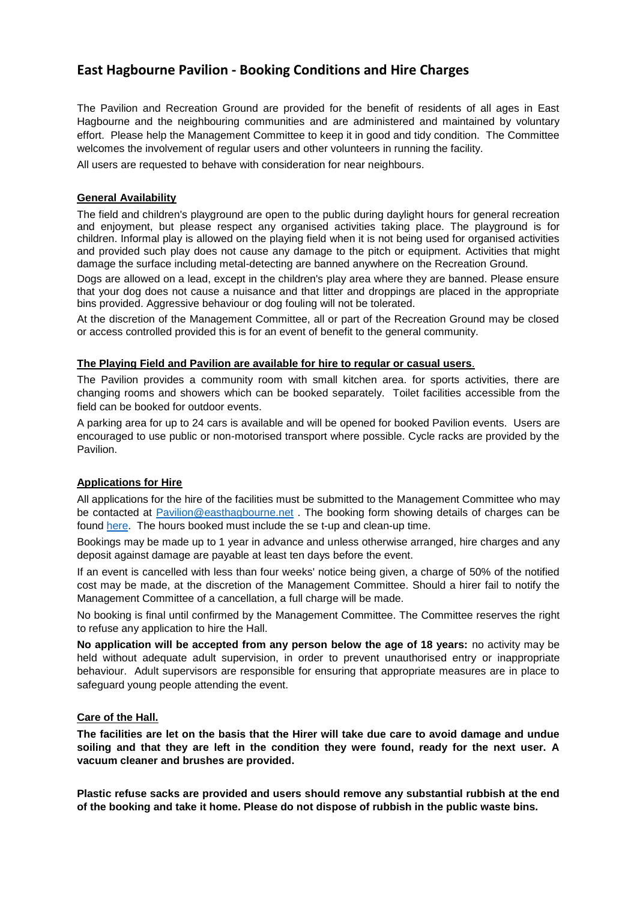# East Hagbourne Pavilion - Booking Conditions and Hire Charges

The Pavilion and Recreation Ground are provided for the benefit of residents of all ages in East Hagbourne and the neighbouring communities and are administered and maintained by voluntary effort. Please help the Management Committee to keep it in good and tidy condition. The Committee welcomes the involvement of regular users and other volunteers in running the facility.

All users are requested to behave with consideration for near neighbours.

**General Availability**

The field and children's playground are open to the public during daylight hours for general recreation and enjoyment, but please respect any organised activities taking place. The playground is for children. Informal play is allowed on the playing field when it is not being used for organised activities and provided such play does not cause any damage to the pitch or equipment. Activities that might damage the surface including metal-detecting are banned anywhere on the Recreation Ground.

Dogs are allowed on a lead, except in the children's play area where they are banned. Please ensure that your dog does not cause a nuisance and that litter and droppings are placed in the appropriate bins provided. Aggressive behaviour or dog fouling will not be tolerated.

At the discretion of the Management Committee, all or part of the Recreation Ground may be closed or access controlled provided this is for an event of benefit to the general community.

**The Playing Field and Pavilion are available for hire to regular or casual users**.

The Pavilion provides a community room with small kitchen area. for sports activities, there are changing rooms and showers which can be booked separately. Toilet facilities accessible from the field can be booked for outdoor events.

A parking area for up to 24 cars is available and will be opened for booked Pavilion events. Users are encouraged to use public or non-motorised transport where possible. Cycle racks are provided by the Pavilion.

**Applications for Hire**

All applications for the hire of the facilities must be submitted to the Management Committee who may be contacted at Pavilion@easthagbourne.net . The booking form showing details of charges can be found here. The hours booked must include the se t-up and clean-up time.

Bookings may be made up to 1 year in advance and unless otherwise arranged, hire charges and any deposit against damage are payable at least ten days before the event.

If an event is cancelled with less than four weeks' notice being given, a charge of 50% of the notified cost may be made, at the discretion of the Management Committee. Should a hirer fail to notify the Management Committee of a cancellation, a full charge will be made.

No booking is final until confirmed by the Management Committee. The Committee reserves the right to refuse any application to hire the Hall.

**No application will be accepted from any person below the age of 18 years:** no activity may be held without adequate adult supervision, in order to prevent unauthorised entry or inappropriate behaviour. Adult supervisors are responsible for ensuring that appropriate measures are in place to safeguard young people attending the event.

**Care of the Hall.**

**The facilities are let on the basis that the Hirer will take due care to avoid damage and undue soiling and that they are left in the condition they were found, ready for the next user. A vacuum cleaner and brushes are provided.**

**Plastic refuse sacks are provided and users should remove any substantial rubbish at the end of the booking and take it home. Please do not dispose of rubbish in the public waste bins.**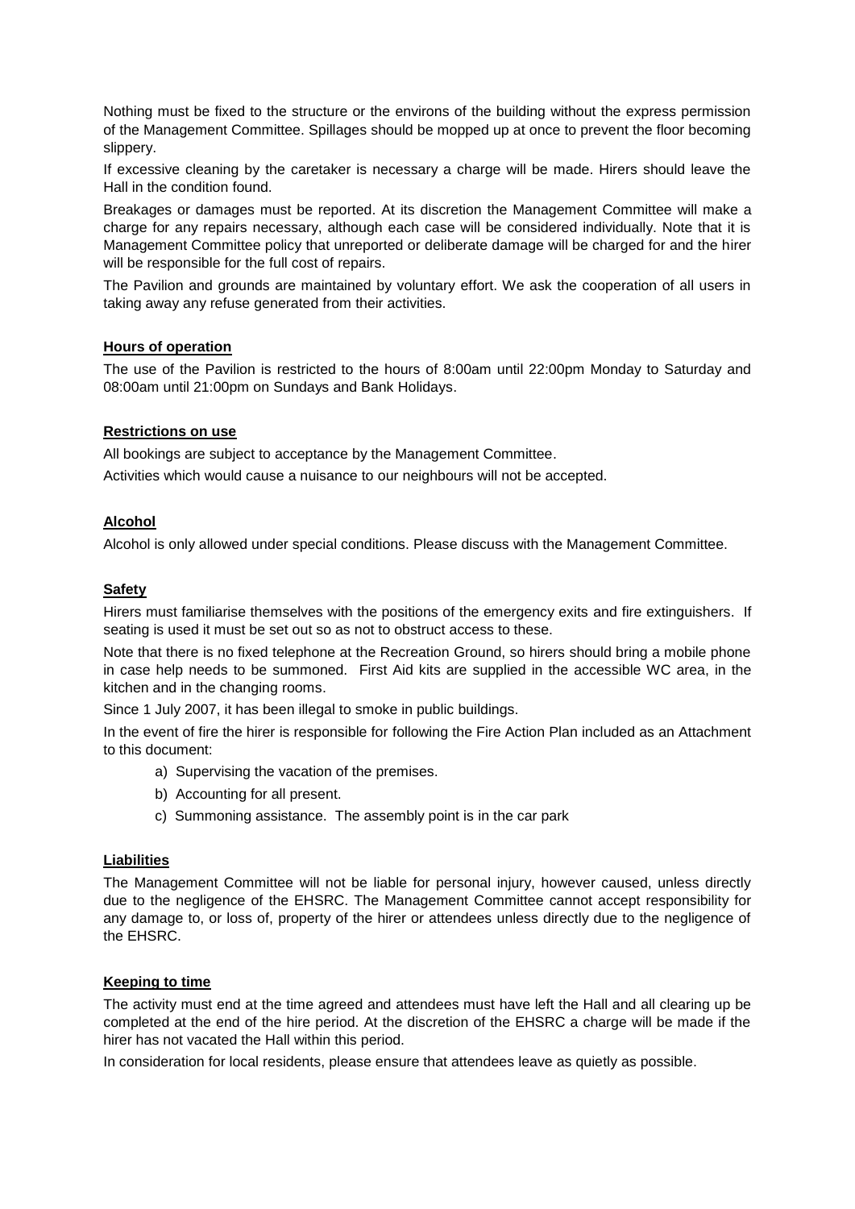Nothing must be fixed to the structure or the environs of the building without the express permission of the Management Committee. Spillages should be mopped up at once to prevent the floor becoming slippery.

If excessive cleaning by the caretaker is necessary a charge will be made. Hirers should leave the Hall in the condition found.

Breakages or damages must be reported. At its discretion the Management Committee will make a charge for any repairs necessary, although each case will be considered individually. Note that it is Management Committee policy that unreported or deliberate damage will be charged for and the hirer will be responsible for the full cost of repairs.

The Pavilion and grounds are maintained by voluntary effort. We ask the cooperation of all users in taking away any refuse generated from their activities.

**Hours of operation**

The use of the Pavilion is restricted to the hours of 8:00am until 22:00pm Monday to Saturday and 08:00am until 21:00pm on Sundays and Bank Holidays.

**Restrictions on use**

All bookings are subject to acceptance by the Management Committee.

Activities which would cause a nuisance to our neighbours will not be accepted.

**Alcohol**

Alcohol is only allowed under special conditions. Please discuss with the Management Committee.

**Safety**

Hirers must familiarise themselves with the positions of the emergency exits and fire extinguishers. If seating is used it must be set out so as not to obstruct access to these.

Note that there is no fixed telephone at the Recreation Ground, so hirers should bring a mobile phone in case help needs to be summoned. First Aid kits are supplied in the accessible WC area, in the kitchen and in the changing rooms.

Since 1 July 2007, it has been illegal to smoke in public buildings.

In the event of fire the hirer is responsible for following the Fire Action Plan included as an Attachment to this document:

a) Supervising the vacation of the premises.
b) Accounting for all present.
c) Summoning assistance. The assembly point is in the car park

**Liabilities**

The Management Committee will not be liable for personal injury, however caused, unless directly due to the negligence of the EHSRC. The Management Committee cannot accept responsibility for any damage to, or loss of, property of the hirer or attendees unless directly due to the negligence of the EHSRC.

**Keeping to time**

The activity must end at the time agreed and attendees must have left the Hall and all clearing up be completed at the end of the hire period. At the discretion of the EHSRC a charge will be made if the hirer has not vacated the Hall within this period.

In consideration for local residents, please ensure that attendees leave as quietly as possible.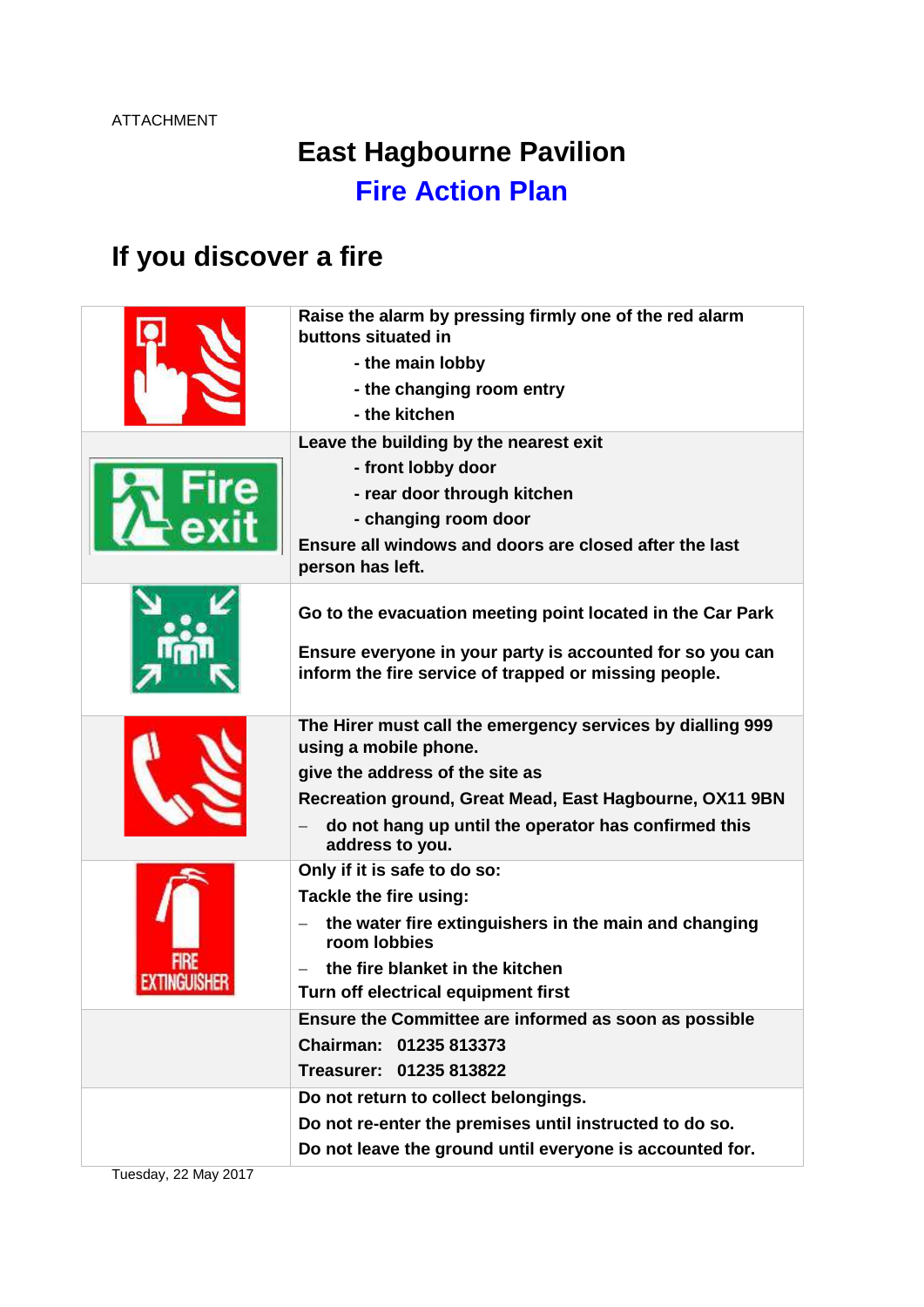ATTACHMENT

# East Hagbourne Pavilion

## Fire Action Plan

## If you discover a fire

| | |
|---|---|
| | **Raise the alarm by pressing firmly one of the red alarm buttons situated in**<br>**- the main lobby**<br>**- the changing room entry**<br>**- the kitchen** |
| Fire exit | **Leave the building by the nearest exit**<br>**- front lobby door**<br>**- rear door through kitchen**<br>**- changing room door**<br>**Ensure all windows and doors are closed after the last person has left.** |
| | **Go to the evacuation meeting point located in the Car Park**<br>**Ensure everyone in your party is accounted for so you can inform the fire service of trapped or missing people.** |
| | **The Hirer must call the emergency services by dialling 999 using a mobile phone.**<br>**give the address of the site as**<br>**Recreation ground, Great Mead, East Hagbourne, OX11 9BN**<br>– **do not hang up until the operator has confirmed this address to you.** |
| FIRE EXTINGUISHER | **Only if it is safe to do so:**<br>**Tackle the fire using:**<br>– **the water fire extinguishers in the main and changing room lobbies**<br>– **the fire blanket in the kitchen**<br>**Turn off electrical equipment first** |
| | **Ensure the Committee are informed as soon as possible**<br>**Chairman: 01235 813373**<br>**Treasurer: 01235 813822** |
| | **Do not return to collect belongings.**<br>**Do not re-enter the premises until instructed to do so.**<br>**Do not leave the ground until everyone is accounted for.** |

Tuesday, 22 May 2017